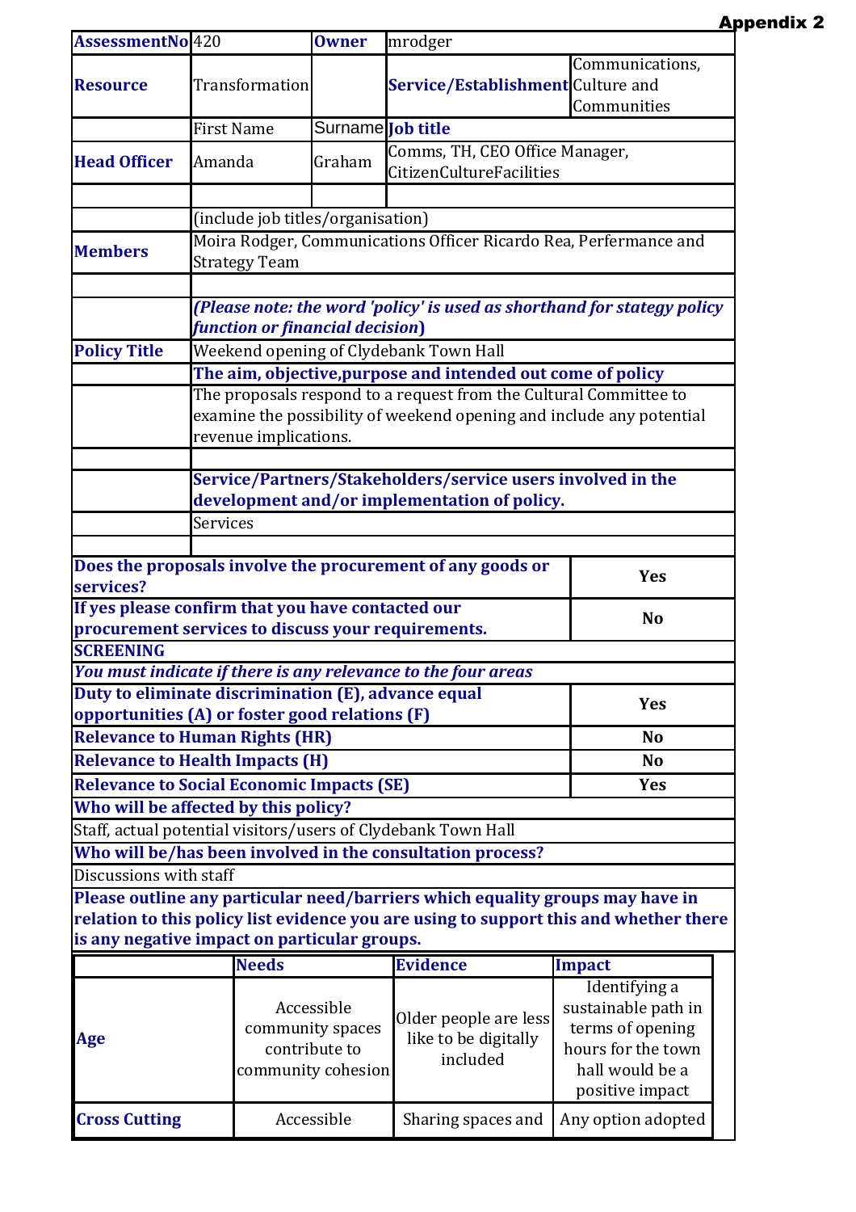**Appendix 2**

| **AssessmentNo** | 420 | **Owner** | mrodger | |
|---|---|---|---|---|
| **Resource** | Transformation | | **Service/Establishment** | Communications, Culture and Communities |
| | First Name | Surname | **Job title** | |
| **Head Officer** | Amanda | Graham | Comms, TH, CEO Office Manager, CitizenCultureFacilities | |
| | | | | |
| | (include job titles/organisation) | | | |
| **Members** | Moira Rodger, Communications Officer Ricardo Rea, Perfermance and Strategy Team | | | |
| | | | | |
| | ***(Please note: the word 'policy' is used as shorthand for stategy policy function or financial decision)*** | | | |
| **Policy Title** | Weekend opening of Clydebank Town Hall | | | |
| | **The aim, objective,purpose and intended out come of policy** | | | |
| | The proposals respond to a request from the Cultural Committee to examine the possibility of weekend opening and include any potential revenue implications. | | | |
| | | | | |
| | **Service/Partners/Stakeholders/service users involved in the development and/or implementation of policy.** | | | |
| | Services | | | |
| | | | | |

| | |
|---|---|
| **Does the proposals involve the procurement of any goods or services?** | **Yes** |
| **If yes please confirm that you have contacted our procurement services to discuss your requirements.** | **No** |
| **SCREENING** | |
| ***You must indicate if there is any relevance to the four areas*** | |
| **Duty to eliminate discrimination (E), advance equal opportunities (A) or foster good relations (F)** | **Yes** |
| **Relevance to Human Rights (HR)** | **No** |
| **Relevance to Health Impacts (H)** | **No** |
| **Relevance to Social Economic Impacts (SE)** | **Yes** |

**Who will be affected by this policy?**

Staff, actual potential visitors/users of Clydebank Town Hall

**Who will be/has been involved in the consultation process?**

Discussions with staff

**Please outline any particular need/barriers which equality groups may have in relation to this policy list evidence you are using to support this and whether there is any negative impact on particular groups.**

| | **Needs** | **Evidence** | **Impact** |
|---|---|---|---|
| **Age** | Accessible community spaces contribute to community cohesion | Older people are less like to be digitally included | Identifying a sustainable path in terms of opening hours for the town hall would be a positive impact |
| **Cross Cutting** | Accessible | Sharing spaces and | Any option adopted |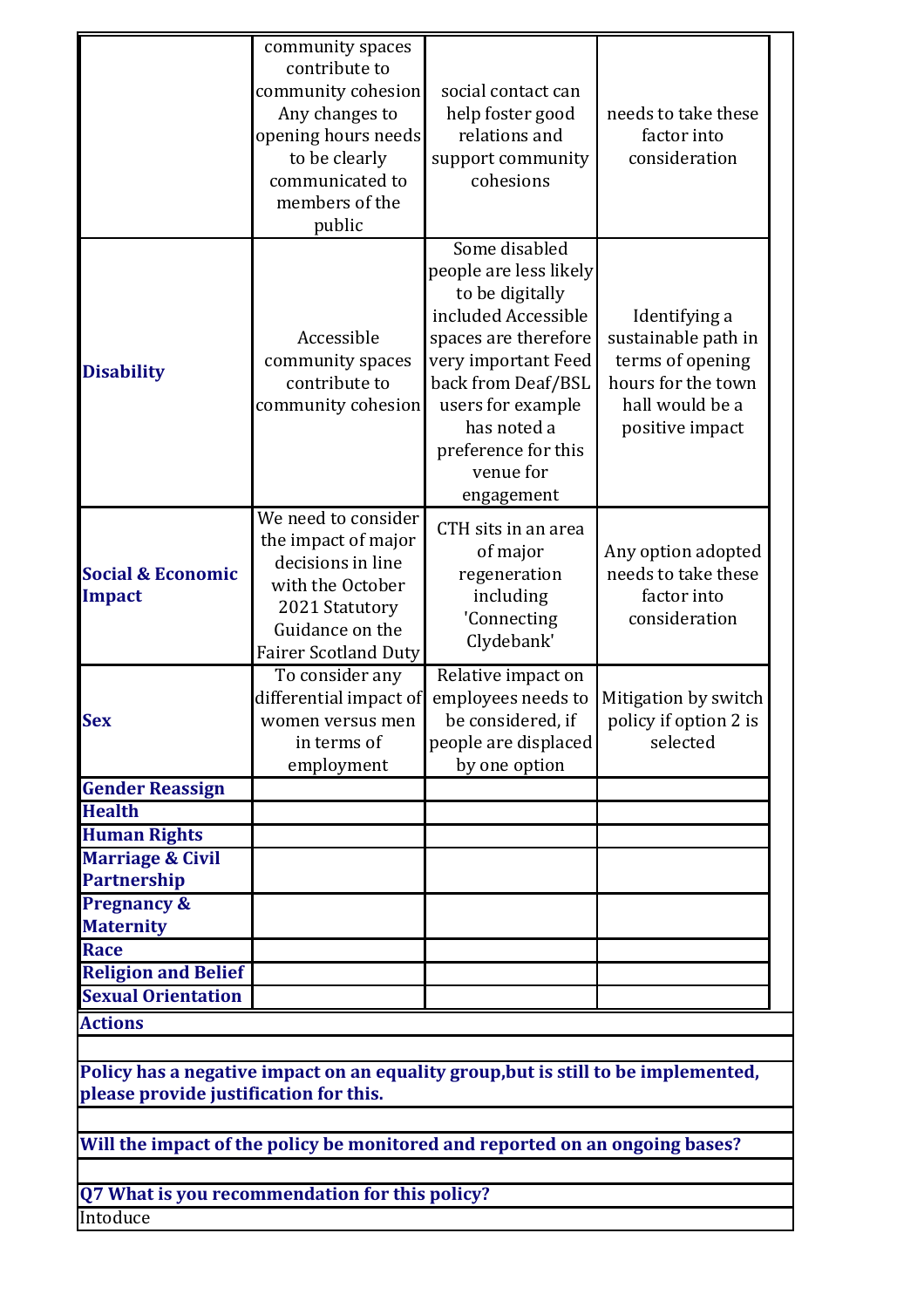| | | | |
|---|---|---|---|
| | community spaces contribute to community cohesion Any changes to opening hours needs to be clearly communicated to members of the public | social contact can help foster good relations and support community cohesions | needs to take these factor into consideration |
| **Disability** | Accessible community spaces contribute to community cohesion | Some disabled people are less likely to be digitally included Accessible spaces are therefore very important Feed back from Deaf/BSL users for example has noted a preference for this venue for engagement | Identifying a sustainable path in terms of opening hours for the town hall would be a positive impact |
| **Social & Economic Impact** | We need to consider the impact of major decisions in line with the October 2021 Statutory Guidance on the Fairer Scotland Duty | CTH sits in an area of major regeneration including 'Connecting Clydebank' | Any option adopted needs to take these factor into consideration |
| **Sex** | To consider any differential impact of women versus men in terms of employment | Relative impact on employees needs to be considered, if people are displaced by one option | Mitigation by switch policy if option 2 is selected |
| **Gender Reassign** | | | |
| **Health** | | | |
| **Human Rights** | | | |
| **Marriage & Civil Partnership** | | | |
| **Pregnancy & Maternity** | | | |
| **Race** | | | |
| **Religion and Belief** | | | |
| **Sexual Orientation** | | | |

**Actions**

**Policy has a negative impact on an equality group,but is still to be implemented, please provide justification for this.**

**Will the impact of the policy be monitored and reported on an ongoing bases?**

**Q7 What is you recommendation for this policy?**

Intoduce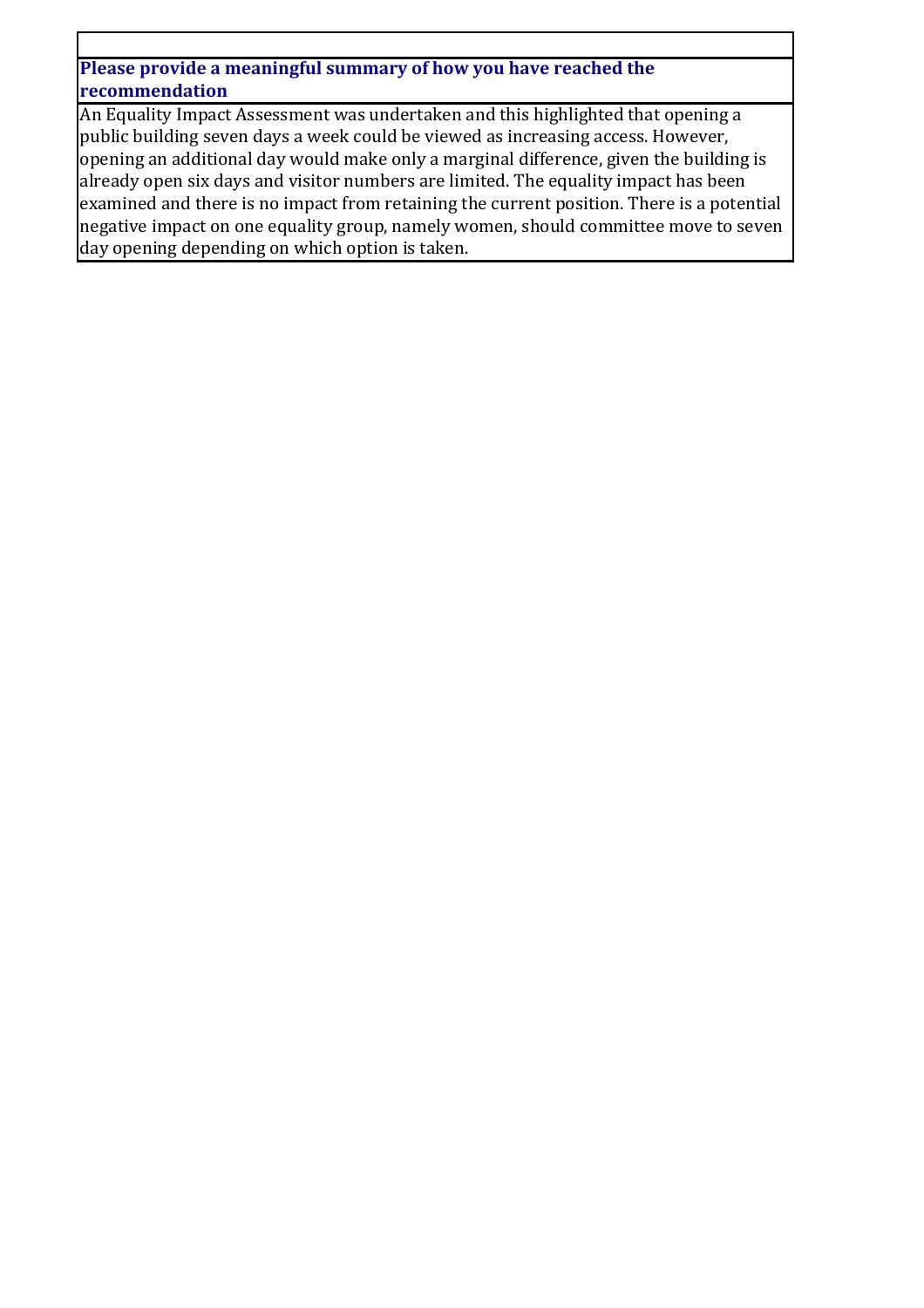**Please provide a meaningful summary of how you have reached the recommendation**

An Equality Impact Assessment was undertaken and this highlighted that opening a public building seven days a week could be viewed as increasing access. However, opening an additional day would make only a marginal difference, given the building is already open six days and visitor numbers are limited. The equality impact has been examined and there is no impact from retaining the current position. There is a potential negative impact on one equality group, namely women, should committee move to seven day opening depending on which option is taken.